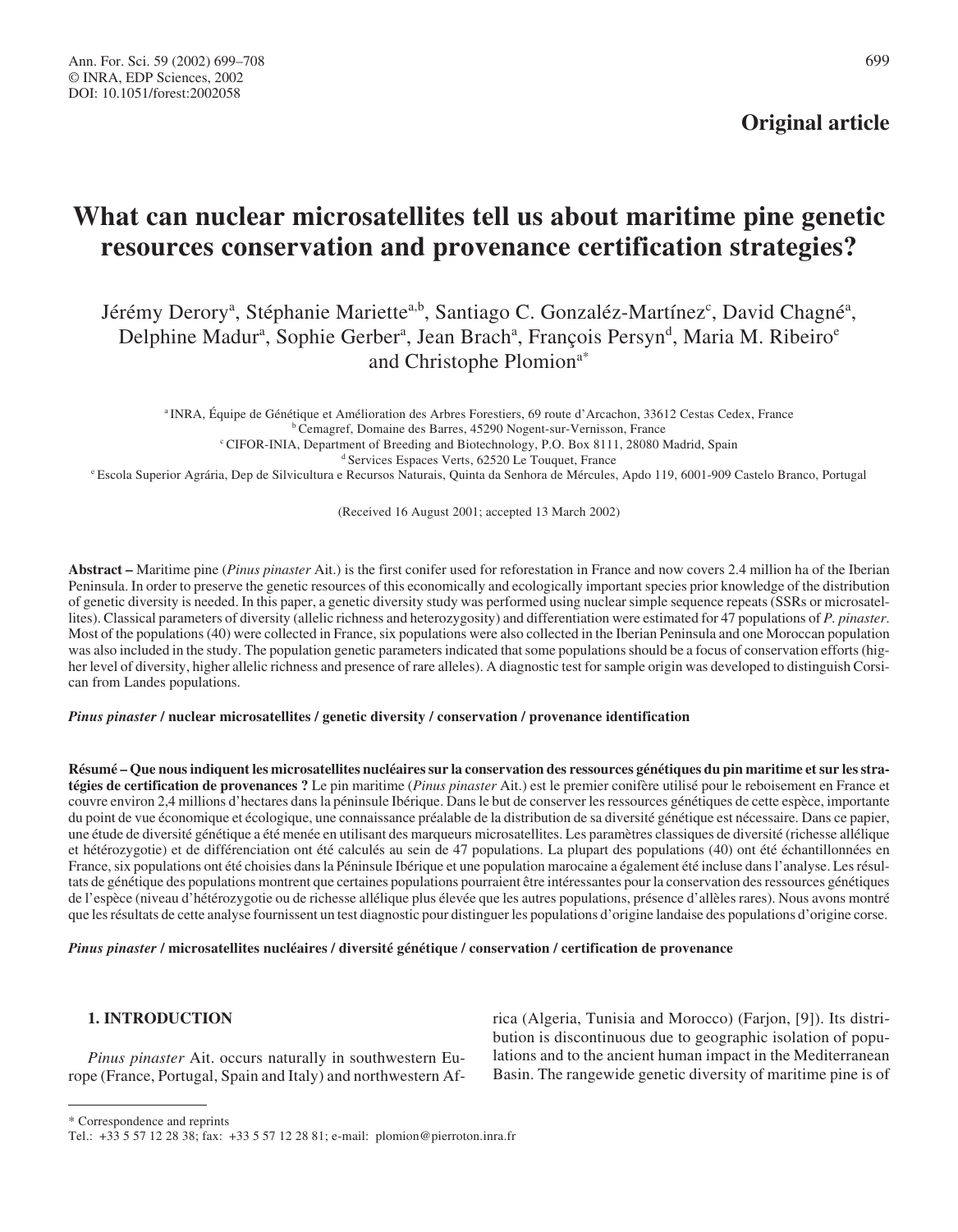**Original article**

# What can nuclear microsatellites tell us about maritime pine genetic resources conservation and provenance certification strategies?

Jérémy Derory[a], Stéphanie Mariette[a,b], Santiago C. Gonzaléz-Martínez[c], David Chagné[a], Delphine Madur[a], Sophie Gerber[a], Jean Brach[a], François Persyn[d], Maria M. Ribeiro[e] and Christophe Plomion[a*]

[a] INRA, Équipe de Génétique et Amélioration des Arbres Forestiers, 69 route d'Arcachon, 33612 Cestas Cedex, France
[b] Cemagref, Domaine des Barres, 45290 Nogent-sur-Vernisson, France
[c] CIFOR-INIA, Department of Breeding and Biotechnology, P.O. Box 8111, 28080 Madrid, Spain
[d] Services Espaces Verts, 62520 Le Touquet, France
[e] Escola Superior Agrária, Dep de Silvicultura e Recursos Naturais, Quinta da Senhora de Mércules, Apdo 119, 6001-909 Castelo Branco, Portugal

(Received 16 August 2001; accepted 13 March 2002)

**Abstract –** Maritime pine (*Pinus pinaster* Ait.) is the first conifer used for reforestation in France and now covers 2.4 million ha of the Iberian Peninsula. In order to preserve the genetic resources of this economically and ecologically important species prior knowledge of the distribution of genetic diversity is needed. In this paper, a genetic diversity study was performed using nuclear simple sequence repeats (SSRs or microsatellites). Classical parameters of diversity (allelic richness and heterozygosity) and differentiation were estimated for 47 populations of *P. pinaster*. Most of the populations (40) were collected in France, six populations were also collected in the Iberian Peninsula and one Moroccan population was also included in the study. The population genetic parameters indicated that some populations should be a focus of conservation efforts (higher level of diversity, higher allelic richness and presence of rare alleles). A diagnostic test for sample origin was developed to distinguish Corsican from Landes populations.

***Pinus pinaster* / nuclear microsatellites / genetic diversity / conservation / provenance identification**

**Résumé – Que nous indiquent les microsatellites nucléaires sur la conservation des ressources génétiques du pin maritime et sur les stratégies de certification de provenances ?** Le pin maritime (*Pinus pinaster* Ait.) est le premier conifère utilisé pour le reboisement en France et couvre environ 2,4 millions d'hectares dans la péninsule Ibérique. Dans le but de conserver les ressources génétiques de cette espèce, importante du point de vue économique et écologique, une connaissance préalable de la distribution de sa diversité génétique est nécessaire. Dans ce papier, une étude de diversité génétique a été menée en utilisant des marqueurs microsatellites. Les paramètres classiques de diversité (richesse allélique et hétérozygotie) et de différenciation ont été calculés au sein de 47 populations. La plupart des populations (40) ont été échantillonnées en France, six populations ont été choisies dans la Péninsule Ibérique et une population marocaine a également été incluse dans l'analyse. Les résultats de génétique des populations montrent que certaines populations pourraient être intéressantes pour la conservation des ressources génétiques de l'espèce (niveau d'hétérozygotie ou de richesse allélique plus élevée que les autres populations, présence d'allèles rares). Nous avons montré que les résultats de cette analyse fournissent un test diagnostic pour distinguer les populations d'origine landaise des populations d'origine corse.

***Pinus pinaster* / microsatellites nucléaires / diversité génétique / conservation / certification de provenance**

## 1. INTRODUCTION

*Pinus pinaster* Ait. occurs naturally in southwestern Europe (France, Portugal, Spain and Italy) and northwestern Africa (Algeria, Tunisia and Morocco) (Farjon, [9]). Its distribution is discontinuous due to geographic isolation of populations and to the ancient human impact in the Mediterranean Basin. The rangewide genetic diversity of maritime pine is of

\* Correspondence and reprints
Tel.: +33 5 57 12 28 38; fax: +33 5 57 12 28 81; e-mail: plomion@pierroton.inra.fr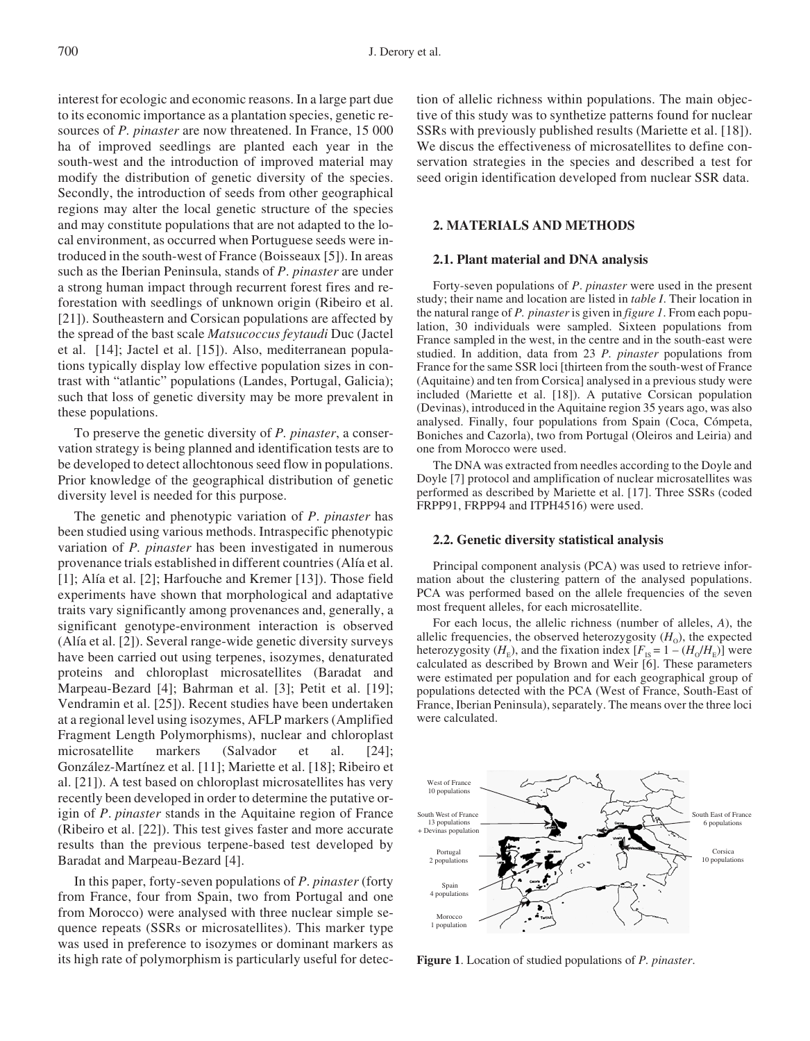interest for ecologic and economic reasons. In a large part due to its economic importance as a plantation species, genetic resources of *P. pinaster* are now threatened. In France, 15 000 ha of improved seedlings are planted each year in the south-west and the introduction of improved material may modify the distribution of genetic diversity of the species. Secondly, the introduction of seeds from other geographical regions may alter the local genetic structure of the species and may constitute populations that are not adapted to the local environment, as occurred when Portuguese seeds were introduced in the south-west of France (Boisseaux [5]). In areas such as the Iberian Peninsula, stands of *P. pinaster* are under a strong human impact through recurrent forest fires and reforestation with seedlings of unknown origin (Ribeiro et al. [21]). Southeastern and Corsican populations are affected by the spread of the bast scale *Matsucoccus feytaudi* Duc (Jactel et al. [14]; Jactel et al. [15]). Also, mediterranean populations typically display low effective population sizes in contrast with "atlantic" populations (Landes, Portugal, Galicia); such that loss of genetic diversity may be more prevalent in these populations.

To preserve the genetic diversity of *P. pinaster*, a conservation strategy is being planned and identification tests are to be developed to detect allochtonous seed flow in populations. Prior knowledge of the geographical distribution of genetic diversity level is needed for this purpose.

The genetic and phenotypic variation of *P. pinaster* has been studied using various methods. Intraspecific phenotypic variation of *P. pinaster* has been investigated in numerous provenance trials established in different countries (Alía et al. [1]; Alía et al. [2]; Harfouche and Kremer [13]). Those field experiments have shown that morphological and adaptative traits vary significantly among provenances and, generally, a significant genotype-environment interaction is observed (Alía et al. [2]). Several range-wide genetic diversity surveys have been carried out using terpenes, isozymes, denaturated proteins and chloroplast microsatellites (Baradat and Marpeau-Bezard [4]; Bahrman et al. [3]; Petit et al. [19]; Vendramin et al. [25]). Recent studies have been undertaken at a regional level using isozymes, AFLP markers (Amplified Fragment Length Polymorphisms), nuclear and chloroplast microsatellite markers (Salvador et al. [24]; González-Martínez et al. [11]; Mariette et al. [18]; Ribeiro et al. [21]). A test based on chloroplast microsatellites has very recently been developed in order to determine the putative origin of *P. pinaster* stands in the Aquitaine region of France (Ribeiro et al. [22]). This test gives faster and more accurate results than the previous terpene-based test developed by Baradat and Marpeau-Bezard [4].

In this paper, forty-seven populations of *P. pinaster* (forty from France, four from Spain, two from Portugal and one from Morocco) were analysed with three nuclear simple sequence repeats (SSRs or microsatellites). This marker type was used in preference to isozymes or dominant markers as its high rate of polymorphism is particularly useful for detection of allelic richness within populations. The main objective of this study was to synthetize patterns found for nuclear SSRs with previously published results (Mariette et al. [18]). We discus the effectiveness of microsatellites to define conservation strategies in the species and described a test for seed origin identification developed from nuclear SSR data.

## 2. MATERIALS AND METHODS

### 2.1. Plant material and DNA analysis

Forty-seven populations of *P. pinaster* were used in the present study; their name and location are listed in *table I*. Their location in the natural range of *P. pinaster* is given in *figure 1*. From each population, 30 individuals were sampled. Sixteen populations from France sampled in the west, in the centre and in the south-east were studied. In addition, data from 23 *P. pinaster* populations from France for the same SSR loci [thirteen from the south-west of France (Aquitaine) and ten from Corsica] analysed in a previous study were included (Mariette et al. [18]). A putative Corsican population (Devinas), introduced in the Aquitaine region 35 years ago, was also analysed. Finally, four populations from Spain (Coca, Cómpeta, Boniches and Cazorla), two from Portugal (Oleiros and Leiria) and one from Morocco were used.

The DNA was extracted from needles according to the Doyle and Doyle [7] protocol and amplification of nuclear microsatellites was performed as described by Mariette et al. [17]. Three SSRs (coded FRPP91, FRPP94 and ITPH4516) were used.

### 2.2. Genetic diversity statistical analysis

Principal component analysis (PCA) was used to retrieve information about the clustering pattern of the analysed populations. PCA was performed based on the allele frequencies of the seven most frequent alleles, for each microsatellite.

For each locus, the allelic richness (number of alleles, $A$), the allelic frequencies, the observed heterozygosity ($H_O$), the expected heterozygosity ($H_E$), and the fixation index [$F_{IS} = 1 - (H_O/H_E)$] were calculated as described by Brown and Weir [6]. These parameters were estimated per population and for each geographical group of populations detected with the PCA (West of France, South-East of France, Iberian Peninsula), separately. The means over the three loci were calculated.

West of France 10 populations

South West of France 13 populations + Devinas population

Portugal 2 populations

Spain 4 populations

Morocco 1 population

South East of France 6 populations

Corsica 10 populations

**Figure 1**. Location of studied populations of *P. pinaster*.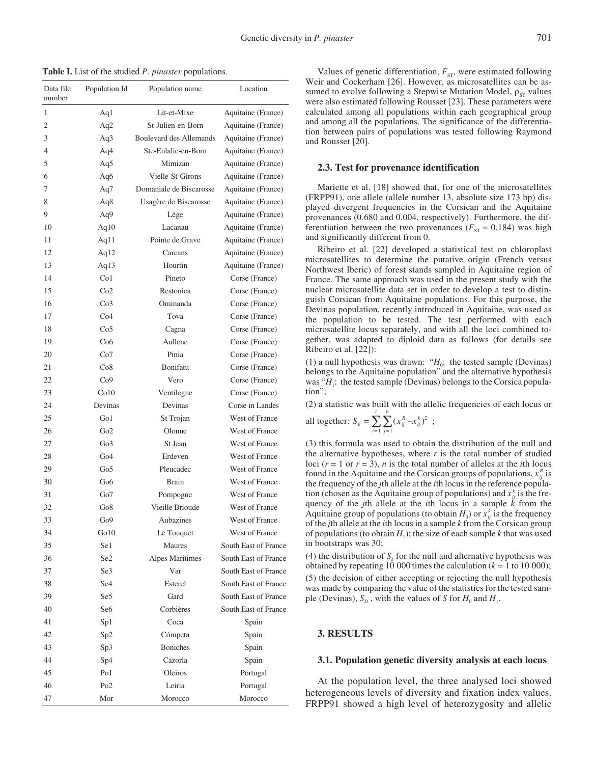**Table I.** List of the studied *P. pinaster* populations.

| Data file number | Population Id | Population name | Location |
|---|---|---|---|
| 1 | Aq1 | Lit-et-Mixe | Aquitaine (France) |
| 2 | Aq2 | St-Julien-en-Born | Aquitaine (France) |
| 3 | Aq3 | Boulevard des Allemands | Aquitaine (France) |
| 4 | Aq4 | Ste-Eulalie-en-Born | Aquitaine (France) |
| 5 | Aq5 | Mimizan | Aquitaine (France) |
| 6 | Aq6 | Vielle-St-Girons | Aquitaine (France) |
| 7 | Aq7 | Domaniale de Biscarosse | Aquitaine (France) |
| 8 | Aq8 | Usagère de Biscarosse | Aquitaine (France) |
| 9 | Aq9 | Lège | Aquitaine (France) |
| 10 | Aq10 | Lacanau | Aquitaine (France) |
| 11 | Aq11 | Pointe de Grave | Aquitaine (France) |
| 12 | Aq12 | Carcans | Aquitaine (France) |
| 13 | Aq13 | Hourtin | Aquitaine (France) |
| 14 | Co1 | Pineto | Corse (France) |
| 15 | Co2 | Restonica | Corse (France) |
| 16 | Co3 | Ominanda | Corse (France) |
| 17 | Co4 | Tova | Corse (France) |
| 18 | Co5 | Cagna | Corse (France) |
| 19 | Co6 | Aullene | Corse (France) |
| 20 | Co7 | Pinia | Corse (France) |
| 21 | Co8 | Bonifatu | Corse (France) |
| 22 | Co9 | Vero | Corse (France) |
| 23 | Co10 | Ventilegne | Corse (France) |
| 24 | Devinas | Devinas | Corse in Landes |
| 25 | Go1 | St Trojan | West of France |
| 26 | Go2 | Olonne | West of France |
| 27 | Go3 | St Jean | West of France |
| 28 | Go4 | Erdeven | West of France |
| 29 | Go5 | Pleucadec | West of France |
| 30 | Go6 | Brain | West of France |
| 31 | Go7 | Pompogne | West of France |
| 32 | Go8 | Vieille Brioude | West of France |
| 33 | Go9 | Aubazines | West of France |
| 34 | Go10 | Le Touquet | West of France |
| 35 | Se1 | Maures | South East of France |
| 36 | Se2 | Alpes Maritimes | South East of France |
| 37 | Se3 | Var | South East of France |
| 38 | Se4 | Esterel | South East of France |
| 39 | Se5 | Gard | South East of France |
| 40 | Se6 | Corbières | South East of France |
| 41 | Sp1 | Coca | Spain |
| 42 | Sp2 | Cómpeta | Spain |
| 43 | Sp3 | Boniches | Spain |
| 44 | Sp4 | Cazorla | Spain |
| 45 | Po1 | Oleiros | Portugal |
| 46 | Po2 | Leiria | Portugal |
| 47 | Mor | Morocco | Morocco |

Values of genetic differentiation, $F_{ST}$, were estimated following Weir and Cockerham [26]. However, as microsatellites can be assumed to evolve following a Stepwise Mutation Model, $\rho_{ST}$ values were also estimated following Rousset [23]. These parameters were calculated among all populations within each geographical group and among all the populations. The significance of the differentiation between pairs of populations was tested following Raymond and Rousset [20].

### 2.3. Test for provenance identification

Mariette et al. [18] showed that, for one of the microsatellites (FRPP91), one allele (allele number 13, absolute size 173 bp) displayed divergent frequencies in the Corsican and the Aquitaine provenances (0.680 and 0.004, respectively). Furthermore, the differentiation between the two provenances ($F_{ST}$ = 0.184) was high and significantly different from 0.

Ribeiro et al. [22] developed a statistical test on chloroplast microsatellites to determine the putative origin (French versus Northwest Iberic) of forest stands sampled in Aquitaine region of France. The same approach was used in the present study with the nuclear microsatellite data set in order to develop a test to distinguish Corsican from Aquitaine populations. For this purpose, the Devinas population, recently introduced in Aquitaine, was used as the population to be tested. The test performed with each microsatellite locus separately, and with all the loci combined together, was adapted to diploid data as follows (for details see Ribeiro et al. [22]):

(1) a null hypothesis was drawn: "$H_0$: the tested sample (Devinas) belongs to the Aquitaine population" and the alternative hypothesis was "$H_1$: the tested sample (Devinas) belongs to the Corsica population";

(2) a statistic was built with the allelic frequencies of each locus or all together: $S_k = \sum_{i=1}^{r}\sum_{j=1}^{n}(x_{ij}^{R} - x_{ij}^{k})^2$ ;

(3) this formula was used to obtain the distribution of the null and the alternative hypotheses, where $r$ is the total number of studied loci ($r$ = 1 or $r$ = 3), $n$ is the total number of alleles at the $i$th locus found in the Aquitaine and the Corsican groups of populations, $x_{ij}^{R}$ is the frequency of the $j$th allele at the $i$th locus in the reference population (chosen as the Aquitaine group of populations) and $x_{ij}^{k}$ is the frequency of the $j$th allele at the $i$th locus in a sample $k$ from the Aquitaine group of populations (to obtain $H_0$) or $x_{ij}^{k}$ is the frequency of the $j$th allele at the $i$th locus in a sample $k$ from the Corsican group of populations (to obtain $H_1$); the size of each sample $k$ that was used in bootstraps was 30;

(4) the distribution of $S_k$ for the null and alternative hypothesis was obtained by repeating 10 000 times the calculation ($k$ = 1 to 10 000);

(5) the decision of either accepting or rejecting the null hypothesis was made by comparing the value of the statistics for the tested sample (Devinas), $S_D$, with the values of $S$ for $H_0$ and $H_1$.

## 3. RESULTS

### 3.1. Population genetic diversity analysis at each locus

At the population level, the three analysed loci showed heterogeneous levels of diversity and fixation index values. FRPP91 showed a high level of heterozygosity and allelic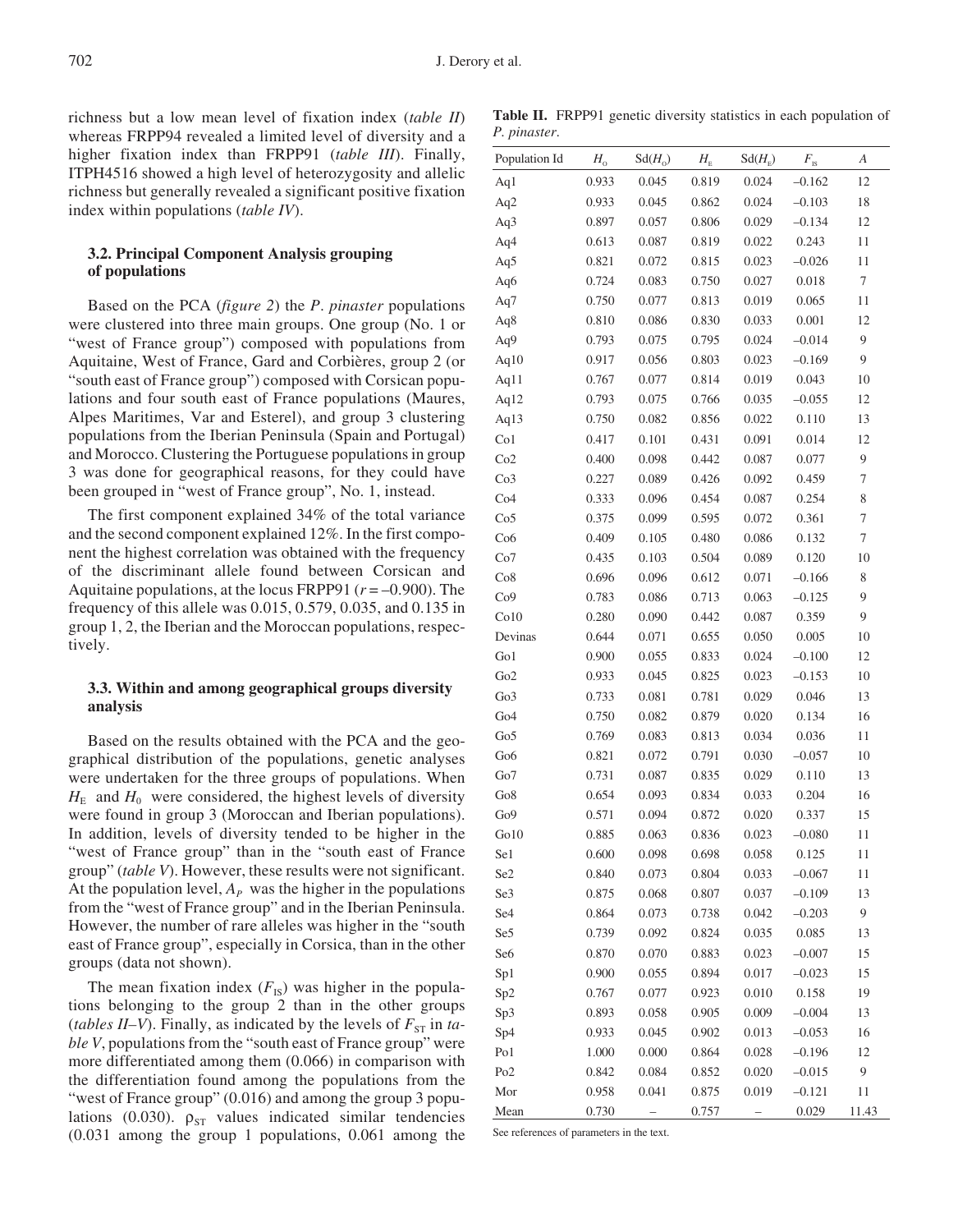richness but a low mean level of fixation index (*table II*) whereas FRPP94 revealed a limited level of diversity and a higher fixation index than FRPP91 (*table III*). Finally, ITPH4516 showed a high level of heterozygosity and allelic richness but generally revealed a significant positive fixation index within populations (*table IV*).

### 3.2. Principal Component Analysis grouping of populations

Based on the PCA (*figure 2*) the *P. pinaster* populations were clustered into three main groups. One group (No. 1 or "west of France group") composed with populations from Aquitaine, West of France, Gard and Corbières, group 2 (or "south east of France group") composed with Corsican populations and four south east of France populations (Maures, Alpes Maritimes, Var and Esterel), and group 3 clustering populations from the Iberian Peninsula (Spain and Portugal) and Morocco. Clustering the Portuguese populations in group 3 was done for geographical reasons, for they could have been grouped in "west of France group", No. 1, instead.

The first component explained 34% of the total variance and the second component explained 12%. In the first component the highest correlation was obtained with the frequency of the discriminant allele found between Corsican and Aquitaine populations, at the locus FRPP91 ($r = -0.900$). The frequency of this allele was 0.015, 0.579, 0.035, and 0.135 in group 1, 2, the Iberian and the Moroccan populations, respectively.

### 3.3. Within and among geographical groups diversity analysis

Based on the results obtained with the PCA and the geographical distribution of the populations, genetic analyses were undertaken for the three groups of populations. When $H_E$ and $H_0$ were considered, the highest levels of diversity were found in group 3 (Moroccan and Iberian populations). In addition, levels of diversity tended to be higher in the "west of France group" than in the "south east of France group" (*table V*). However, these results were not significant. At the population level, $A_P$ was the higher in the populations from the "west of France group" and in the Iberian Peninsula. However, the number of rare alleles was higher in the "south east of France group", especially in Corsica, than in the other groups (data not shown).

The mean fixation index ($F_{IS}$) was higher in the populations belonging to the group 2 than in the other groups (*tables II–V*). Finally, as indicated by the levels of $F_{ST}$ in *table V*, populations from the "south east of France group" were more differentiated among them (0.066) in comparison with the differentiation found among the populations from the "west of France group" (0.016) and among the group 3 populations (0.030). $\rho_{ST}$ values indicated similar tendencies (0.031 among the group 1 populations, 0.061 among the

**Table II.** FRPP91 genetic diversity statistics in each population of *P. pinaster*.

| Population Id | $H_O$ | Sd($H_O$) | $H_E$ | Sd($H_E$) | $F_{IS}$ | $A$ |
|---|---|---|---|---|---|---|
| Aq1 | 0.933 | 0.045 | 0.819 | 0.024 | −0.162 | 12 |
| Aq2 | 0.933 | 0.045 | 0.862 | 0.024 | −0.103 | 18 |
| Aq3 | 0.897 | 0.057 | 0.806 | 0.029 | −0.134 | 12 |
| Aq4 | 0.613 | 0.087 | 0.819 | 0.022 | 0.243 | 11 |
| Aq5 | 0.821 | 0.072 | 0.815 | 0.023 | −0.026 | 11 |
| Aq6 | 0.724 | 0.083 | 0.750 | 0.027 | 0.018 | 7 |
| Aq7 | 0.750 | 0.077 | 0.813 | 0.019 | 0.065 | 11 |
| Aq8 | 0.810 | 0.086 | 0.830 | 0.033 | 0.001 | 12 |
| Aq9 | 0.793 | 0.075 | 0.795 | 0.024 | −0.014 | 9 |
| Aq10 | 0.917 | 0.056 | 0.803 | 0.023 | −0.169 | 9 |
| Aq11 | 0.767 | 0.077 | 0.814 | 0.019 | 0.043 | 10 |
| Aq12 | 0.793 | 0.075 | 0.766 | 0.035 | −0.055 | 12 |
| Aq13 | 0.750 | 0.082 | 0.856 | 0.022 | 0.110 | 13 |
| Co1 | 0.417 | 0.101 | 0.431 | 0.091 | 0.014 | 12 |
| Co2 | 0.400 | 0.098 | 0.442 | 0.087 | 0.077 | 9 |
| Co3 | 0.227 | 0.089 | 0.426 | 0.092 | 0.459 | 7 |
| Co4 | 0.333 | 0.096 | 0.454 | 0.087 | 0.254 | 8 |
| Co5 | 0.375 | 0.099 | 0.595 | 0.072 | 0.361 | 7 |
| Co6 | 0.409 | 0.105 | 0.480 | 0.086 | 0.132 | 7 |
| Co7 | 0.435 | 0.103 | 0.504 | 0.089 | 0.120 | 10 |
| Co8 | 0.696 | 0.096 | 0.612 | 0.071 | −0.166 | 8 |
| Co9 | 0.783 | 0.086 | 0.713 | 0.063 | −0.125 | 9 |
| Co10 | 0.280 | 0.090 | 0.442 | 0.087 | 0.359 | 9 |
| Devinas | 0.644 | 0.071 | 0.655 | 0.050 | 0.005 | 10 |
| Go1 | 0.900 | 0.055 | 0.833 | 0.024 | −0.100 | 12 |
| Go2 | 0.933 | 0.045 | 0.825 | 0.023 | −0.153 | 10 |
| Go3 | 0.733 | 0.081 | 0.781 | 0.029 | 0.046 | 13 |
| Go4 | 0.750 | 0.082 | 0.879 | 0.020 | 0.134 | 16 |
| Go5 | 0.769 | 0.083 | 0.813 | 0.034 | 0.036 | 11 |
| Go6 | 0.821 | 0.072 | 0.791 | 0.030 | −0.057 | 10 |
| Go7 | 0.731 | 0.087 | 0.835 | 0.029 | 0.110 | 13 |
| Go8 | 0.654 | 0.093 | 0.834 | 0.033 | 0.204 | 16 |
| Go9 | 0.571 | 0.094 | 0.872 | 0.020 | 0.337 | 15 |
| Go10 | 0.885 | 0.063 | 0.836 | 0.023 | −0.080 | 11 |
| Se1 | 0.600 | 0.098 | 0.698 | 0.058 | 0.125 | 11 |
| Se2 | 0.840 | 0.073 | 0.804 | 0.033 | −0.067 | 11 |
| Se3 | 0.875 | 0.068 | 0.807 | 0.037 | −0.109 | 13 |
| Se4 | 0.864 | 0.073 | 0.738 | 0.042 | −0.203 | 9 |
| Se5 | 0.739 | 0.092 | 0.824 | 0.035 | 0.085 | 13 |
| Se6 | 0.870 | 0.070 | 0.883 | 0.023 | −0.007 | 15 |
| Sp1 | 0.900 | 0.055 | 0.894 | 0.017 | −0.023 | 15 |
| Sp2 | 0.767 | 0.077 | 0.923 | 0.010 | 0.158 | 19 |
| Sp3 | 0.893 | 0.058 | 0.905 | 0.009 | −0.004 | 13 |
| Sp4 | 0.933 | 0.045 | 0.902 | 0.013 | −0.053 | 16 |
| Po1 | 1.000 | 0.000 | 0.864 | 0.028 | −0.196 | 12 |
| Po2 | 0.842 | 0.084 | 0.852 | 0.020 | −0.015 | 9 |
| Mor | 0.958 | 0.041 | 0.875 | 0.019 | −0.121 | 11 |
| Mean | 0.730 | – | 0.757 | – | 0.029 | 11.43 |

See references of parameters in the text.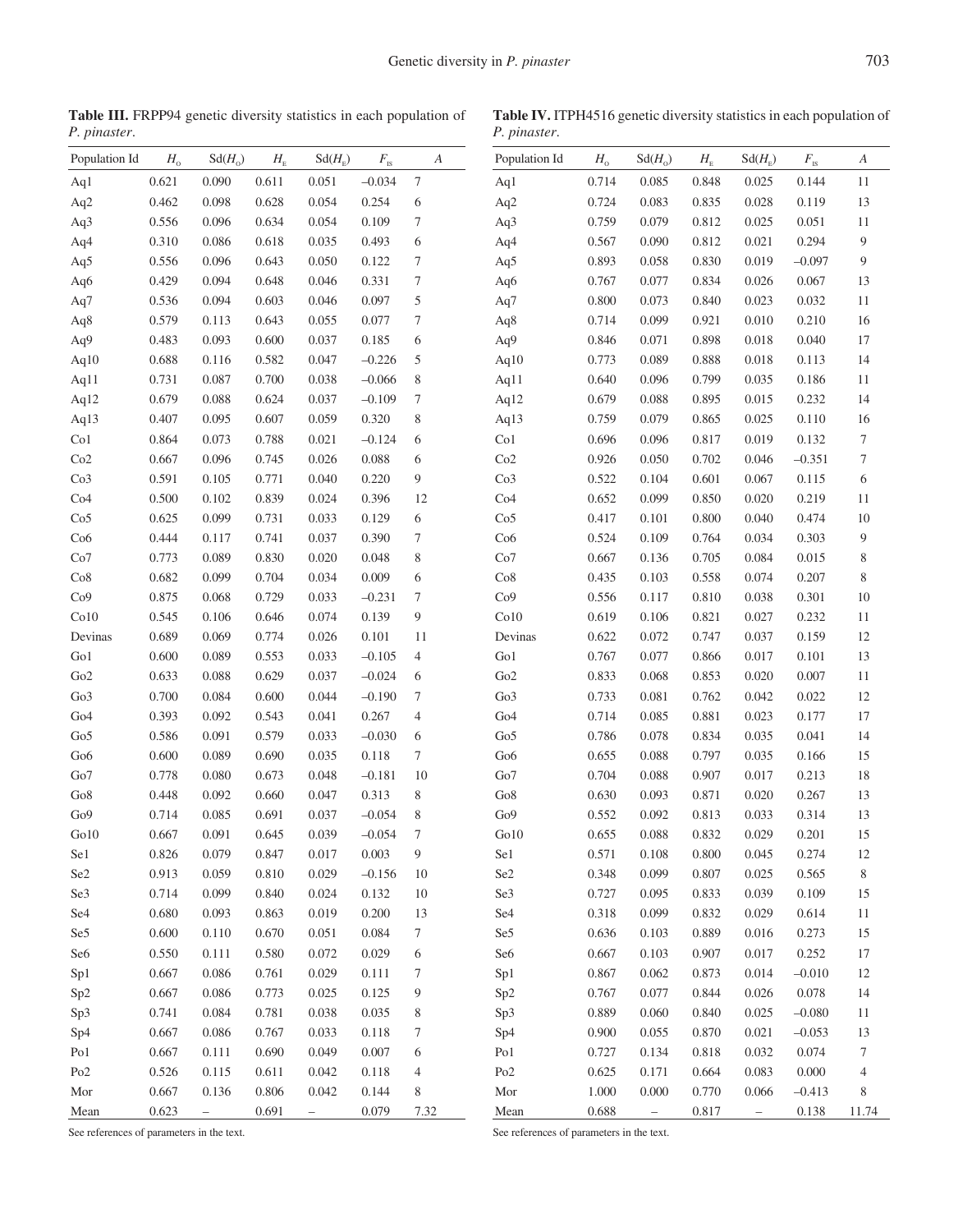**Table III.** FRPP94 genetic diversity statistics in each population of *P. pinaster*.

| Population Id | $H_O$ | Sd($H_O$) | $H_E$ | Sd($H_E$) | $F_{IS}$ | $A$ |
|---|---|---|---|---|---|---|
| Aq1 | 0.621 | 0.090 | 0.611 | 0.051 | –0.034 | 7 |
| Aq2 | 0.462 | 0.098 | 0.628 | 0.054 | 0.254 | 6 |
| Aq3 | 0.556 | 0.096 | 0.634 | 0.054 | 0.109 | 7 |
| Aq4 | 0.310 | 0.086 | 0.618 | 0.035 | 0.493 | 6 |
| Aq5 | 0.556 | 0.096 | 0.643 | 0.050 | 0.122 | 7 |
| Aq6 | 0.429 | 0.094 | 0.648 | 0.046 | 0.331 | 7 |
| Aq7 | 0.536 | 0.094 | 0.603 | 0.046 | 0.097 | 5 |
| Aq8 | 0.579 | 0.113 | 0.643 | 0.055 | 0.077 | 7 |
| Aq9 | 0.483 | 0.093 | 0.600 | 0.037 | 0.185 | 6 |
| Aq10 | 0.688 | 0.116 | 0.582 | 0.047 | –0.226 | 5 |
| Aq11 | 0.731 | 0.087 | 0.700 | 0.038 | –0.066 | 8 |
| Aq12 | 0.679 | 0.088 | 0.624 | 0.037 | –0.109 | 7 |
| Aq13 | 0.407 | 0.095 | 0.607 | 0.059 | 0.320 | 8 |
| Co1 | 0.864 | 0.073 | 0.788 | 0.021 | –0.124 | 6 |
| Co2 | 0.667 | 0.096 | 0.745 | 0.026 | 0.088 | 6 |
| Co3 | 0.591 | 0.105 | 0.771 | 0.040 | 0.220 | 9 |
| Co4 | 0.500 | 0.102 | 0.839 | 0.024 | 0.396 | 12 |
| Co5 | 0.625 | 0.099 | 0.731 | 0.033 | 0.129 | 6 |
| Co6 | 0.444 | 0.117 | 0.741 | 0.037 | 0.390 | 7 |
| Co7 | 0.773 | 0.089 | 0.830 | 0.020 | 0.048 | 8 |
| Co8 | 0.682 | 0.099 | 0.704 | 0.034 | 0.009 | 6 |
| Co9 | 0.875 | 0.068 | 0.729 | 0.033 | –0.231 | 7 |
| Co10 | 0.545 | 0.106 | 0.646 | 0.074 | 0.139 | 9 |
| Devinas | 0.689 | 0.069 | 0.774 | 0.026 | 0.101 | 11 |
| Go1 | 0.600 | 0.089 | 0.553 | 0.033 | –0.105 | 4 |
| Go2 | 0.633 | 0.088 | 0.629 | 0.037 | –0.024 | 6 |
| Go3 | 0.700 | 0.084 | 0.600 | 0.044 | –0.190 | 7 |
| Go4 | 0.393 | 0.092 | 0.543 | 0.041 | 0.267 | 4 |
| Go5 | 0.586 | 0.091 | 0.579 | 0.033 | –0.030 | 6 |
| Go6 | 0.600 | 0.089 | 0.690 | 0.035 | 0.118 | 7 |
| Go7 | 0.778 | 0.080 | 0.673 | 0.048 | –0.181 | 10 |
| Go8 | 0.448 | 0.092 | 0.660 | 0.047 | 0.313 | 8 |
| Go9 | 0.714 | 0.085 | 0.691 | 0.037 | –0.054 | 8 |
| Go10 | 0.667 | 0.091 | 0.645 | 0.039 | –0.054 | 7 |
| Se1 | 0.826 | 0.079 | 0.847 | 0.017 | 0.003 | 9 |
| Se2 | 0.913 | 0.059 | 0.810 | 0.029 | –0.156 | 10 |
| Se3 | 0.714 | 0.099 | 0.840 | 0.024 | 0.132 | 10 |
| Se4 | 0.680 | 0.093 | 0.863 | 0.019 | 0.200 | 13 |
| Se5 | 0.600 | 0.110 | 0.670 | 0.051 | 0.084 | 7 |
| Se6 | 0.550 | 0.111 | 0.580 | 0.072 | 0.029 | 6 |
| Sp1 | 0.667 | 0.086 | 0.761 | 0.029 | 0.111 | 7 |
| Sp2 | 0.667 | 0.086 | 0.773 | 0.025 | 0.125 | 9 |
| Sp3 | 0.741 | 0.084 | 0.781 | 0.038 | 0.035 | 8 |
| Sp4 | 0.667 | 0.086 | 0.767 | 0.033 | 0.118 | 7 |
| Po1 | 0.667 | 0.111 | 0.690 | 0.049 | 0.007 | 6 |
| Po2 | 0.526 | 0.115 | 0.611 | 0.042 | 0.118 | 4 |
| Mor | 0.667 | 0.136 | 0.806 | 0.042 | 0.144 | 8 |
| Mean | 0.623 | – | 0.691 | – | 0.079 | 7.32 |

See references of parameters in the text.

**Table IV.** ITPH4516 genetic diversity statistics in each population of *P. pinaster*.

| Population Id | $H_O$ | Sd($H_O$) | $H_E$ | Sd($H_E$) | $F_{IS}$ | $A$ |
|---|---|---|---|---|---|---|
| Aq1 | 0.714 | 0.085 | 0.848 | 0.025 | 0.144 | 11 |
| Aq2 | 0.724 | 0.083 | 0.835 | 0.028 | 0.119 | 13 |
| Aq3 | 0.759 | 0.079 | 0.812 | 0.025 | 0.051 | 11 |
| Aq4 | 0.567 | 0.090 | 0.812 | 0.021 | 0.294 | 9 |
| Aq5 | 0.893 | 0.058 | 0.830 | 0.019 | –0.097 | 9 |
| Aq6 | 0.767 | 0.077 | 0.834 | 0.026 | 0.067 | 13 |
| Aq7 | 0.800 | 0.073 | 0.840 | 0.023 | 0.032 | 11 |
| Aq8 | 0.714 | 0.099 | 0.921 | 0.010 | 0.210 | 16 |
| Aq9 | 0.846 | 0.071 | 0.898 | 0.018 | 0.040 | 17 |
| Aq10 | 0.773 | 0.089 | 0.888 | 0.018 | 0.113 | 14 |
| Aq11 | 0.640 | 0.096 | 0.799 | 0.035 | 0.186 | 11 |
| Aq12 | 0.679 | 0.088 | 0.895 | 0.015 | 0.232 | 14 |
| Aq13 | 0.759 | 0.079 | 0.865 | 0.025 | 0.110 | 16 |
| Co1 | 0.696 | 0.096 | 0.817 | 0.019 | 0.132 | 7 |
| Co2 | 0.926 | 0.050 | 0.702 | 0.046 | –0.351 | 7 |
| Co3 | 0.522 | 0.104 | 0.601 | 0.067 | 0.115 | 6 |
| Co4 | 0.652 | 0.099 | 0.850 | 0.020 | 0.219 | 11 |
| Co5 | 0.417 | 0.101 | 0.800 | 0.040 | 0.474 | 10 |
| Co6 | 0.524 | 0.109 | 0.764 | 0.034 | 0.303 | 9 |
| Co7 | 0.667 | 0.136 | 0.705 | 0.084 | 0.015 | 8 |
| Co8 | 0.435 | 0.103 | 0.558 | 0.074 | 0.207 | 8 |
| Co9 | 0.556 | 0.117 | 0.810 | 0.038 | 0.301 | 10 |
| Co10 | 0.619 | 0.106 | 0.821 | 0.027 | 0.232 | 11 |
| Devinas | 0.622 | 0.072 | 0.747 | 0.037 | 0.159 | 12 |
| Go1 | 0.767 | 0.077 | 0.866 | 0.017 | 0.101 | 13 |
| Go2 | 0.833 | 0.068 | 0.853 | 0.020 | 0.007 | 11 |
| Go3 | 0.733 | 0.081 | 0.762 | 0.042 | 0.022 | 12 |
| Go4 | 0.714 | 0.085 | 0.881 | 0.023 | 0.177 | 17 |
| Go5 | 0.786 | 0.078 | 0.834 | 0.035 | 0.041 | 14 |
| Go6 | 0.655 | 0.088 | 0.797 | 0.035 | 0.166 | 15 |
| Go7 | 0.704 | 0.088 | 0.907 | 0.017 | 0.213 | 18 |
| Go8 | 0.630 | 0.093 | 0.871 | 0.020 | 0.267 | 13 |
| Go9 | 0.552 | 0.092 | 0.813 | 0.033 | 0.314 | 13 |
| Go10 | 0.655 | 0.088 | 0.832 | 0.029 | 0.201 | 15 |
| Se1 | 0.571 | 0.108 | 0.800 | 0.045 | 0.274 | 12 |
| Se2 | 0.348 | 0.099 | 0.807 | 0.025 | 0.565 | 8 |
| Se3 | 0.727 | 0.095 | 0.833 | 0.039 | 0.109 | 15 |
| Se4 | 0.318 | 0.099 | 0.832 | 0.029 | 0.614 | 11 |
| Se5 | 0.636 | 0.103 | 0.889 | 0.016 | 0.273 | 15 |
| Se6 | 0.667 | 0.103 | 0.907 | 0.017 | 0.252 | 17 |
| Sp1 | 0.867 | 0.062 | 0.873 | 0.014 | –0.010 | 12 |
| Sp2 | 0.767 | 0.077 | 0.844 | 0.026 | 0.078 | 14 |
| Sp3 | 0.889 | 0.060 | 0.840 | 0.025 | –0.080 | 11 |
| Sp4 | 0.900 | 0.055 | 0.870 | 0.021 | –0.053 | 13 |
| Po1 | 0.727 | 0.134 | 0.818 | 0.032 | 0.074 | 7 |
| Po2 | 0.625 | 0.171 | 0.664 | 0.083 | 0.000 | 4 |
| Mor | 1.000 | 0.000 | 0.770 | 0.066 | –0.413 | 8 |
| Mean | 0.688 | – | 0.817 | – | 0.138 | 11.74 |

See references of parameters in the text.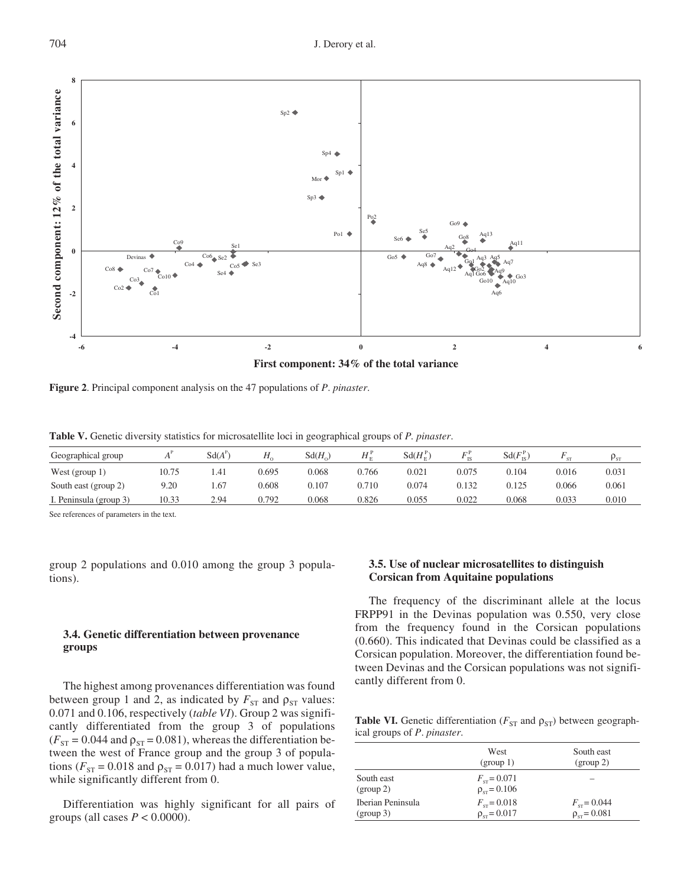**Figure 2**. Principal component analysis on the 47 populations of *P. pinaster*.

**Table V.** Genetic diversity statistics for microsatellite loci in geographical groups of *P. pinaster*.

| Geographical group | $A^P$ | Sd($A^P$) | $H_O$ | Sd($H_O$) | $H_E^P$ | Sd($H_E^P$) | $F_{IS}^P$ | Sd($F_{IS}^P$) | $F_{ST}$ | $\rho_{ST}$ |
|---|---|---|---|---|---|---|---|---|---|---|
| West (group 1) | 10.75 | 1.41 | 0.695 | 0.068 | 0.766 | 0.021 | 0.075 | 0.104 | 0.016 | 0.031 |
| South east (group 2) | 9.20 | 1.67 | 0.608 | 0.107 | 0.710 | 0.074 | 0.132 | 0.125 | 0.066 | 0.061 |
| I. Peninsula (group 3) | 10.33 | 2.94 | 0.792 | 0.068 | 0.826 | 0.055 | 0.022 | 0.068 | 0.033 | 0.010 |

See references of parameters in the text.

group 2 populations and 0.010 among the group 3 populations).

### 3.4. Genetic differentiation between provenance groups

The highest among provenances differentiation was found between group 1 and 2, as indicated by $F_{ST}$ and $\rho_{ST}$ values: 0.071 and 0.106, respectively (*table VI*). Group 2 was significantly differentiated from the group 3 of populations ($F_{ST} = 0.044$ and $\rho_{ST} = 0.081$), whereas the differentiation between the west of France group and the group 3 of populations ($F_{ST} = 0.018$ and $\rho_{ST} = 0.017$) had a much lower value, while significantly different from 0.

Differentiation was highly significant for all pairs of groups (all cases $P < 0.0000$).

### 3.5. Use of nuclear microsatellites to distinguish Corsican from Aquitaine populations

The frequency of the discriminant allele at the locus FRPP91 in the Devinas population was 0.550, very close from the frequency found in the Corsican populations (0.660). This indicated that Devinas could be classified as a Corsican population. Moreover, the differentiation found between Devinas and the Corsican populations was not significantly different from 0.

**Table VI.** Genetic differentiation ($F_{ST}$ and $\rho_{ST}$) between geographical groups of *P. pinaster*.

| | West (group 1) | South east (group 2) |
|---|---|---|
| South east (group 2) | $F_{ST} = 0.071$, $\rho_{ST} = 0.106$ | – |
| Iberian Peninsula (group 3) | $F_{ST} = 0.018$, $\rho_{ST} = 0.017$ | $F_{ST} = 0.044$, $\rho_{ST} = 0.081$ |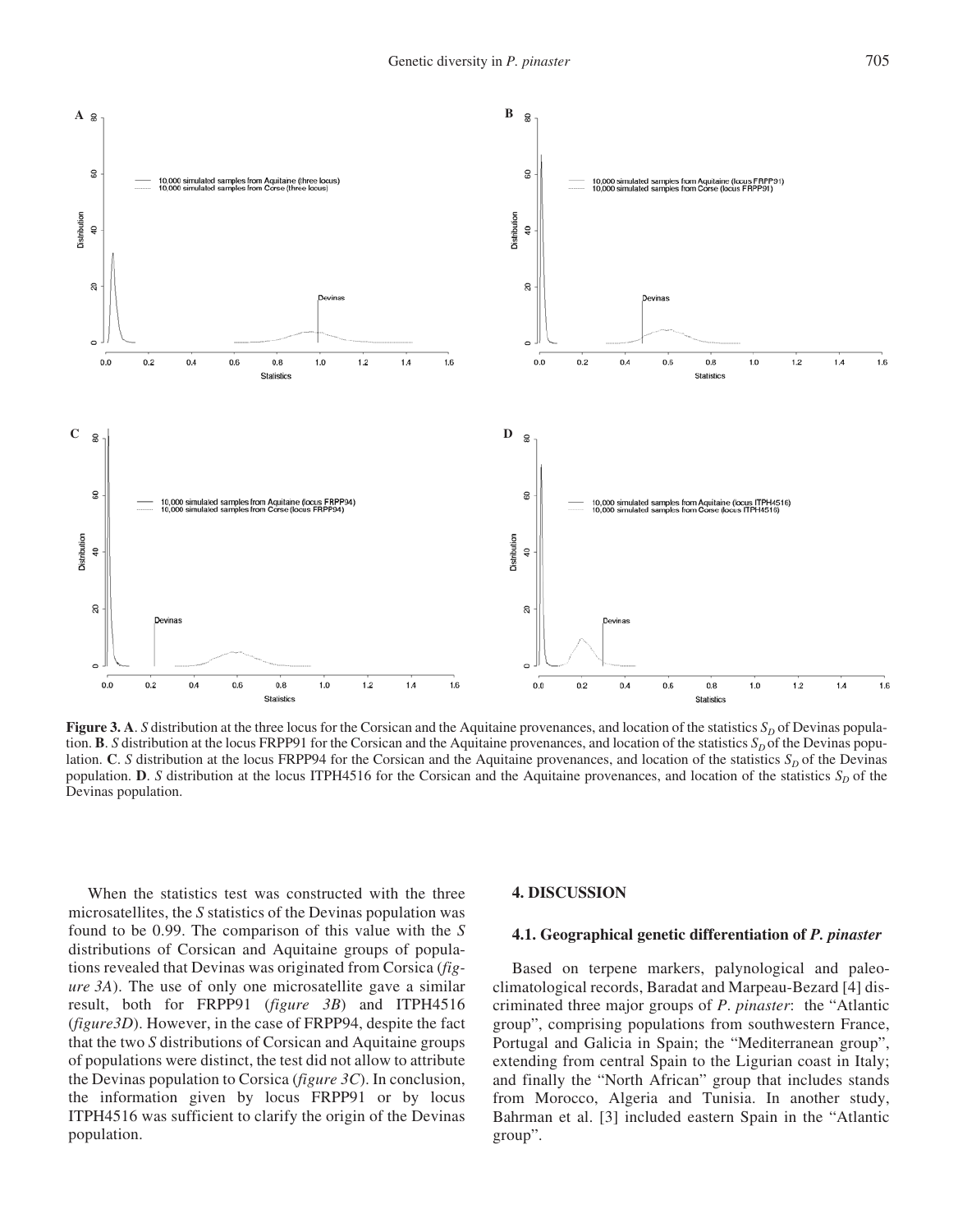**Figure 3. A**. $S$ distribution at the three locus for the Corsican and the Aquitaine provenances, and location of the statistics $S_D$ of Devinas population. **B**. $S$ distribution at the locus FRPP91 for the Corsican and the Aquitaine provenances, and location of the statistics $S_D$ of the Devinas population. **C**. $S$ distribution at the locus FRPP94 for the Corsican and the Aquitaine provenances, and location of the statistics $S_D$ of the Devinas population. **D**. $S$ distribution at the locus ITPH4516 for the Corsican and the Aquitaine provenances, and location of the statistics $S_D$ of the Devinas population.

When the statistics test was constructed with the three microsatellites, the $S$ statistics of the Devinas population was found to be 0.99. The comparison of this value with the $S$ distributions of Corsican and Aquitaine groups of populations revealed that Devinas was originated from Corsica (*figure 3A*). The use of only one microsatellite gave a similar result, both for FRPP91 (*figure 3B*) and ITPH4516 (*figure3D*). However, in the case of FRPP94, despite the fact that the two $S$ distributions of Corsican and Aquitaine groups of populations were distinct, the test did not allow to attribute the Devinas population to Corsica (*figure 3C*). In conclusion, the information given by locus FRPP91 or by locus ITPH4516 was sufficient to clarify the origin of the Devinas population.

## 4. DISCUSSION

### 4.1. Geographical genetic differentiation of *P. pinaster*

Based on terpene markers, palynological and paleoclimatological records, Baradat and Marpeau-Bezard [4] discriminated three major groups of *P. pinaster*: the "Atlantic group", comprising populations from southwestern France, Portugal and Galicia in Spain; the "Mediterranean group", extending from central Spain to the Ligurian coast in Italy; and finally the "North African" group that includes stands from Morocco, Algeria and Tunisia. In another study, Bahrman et al. [3] included eastern Spain in the "Atlantic group".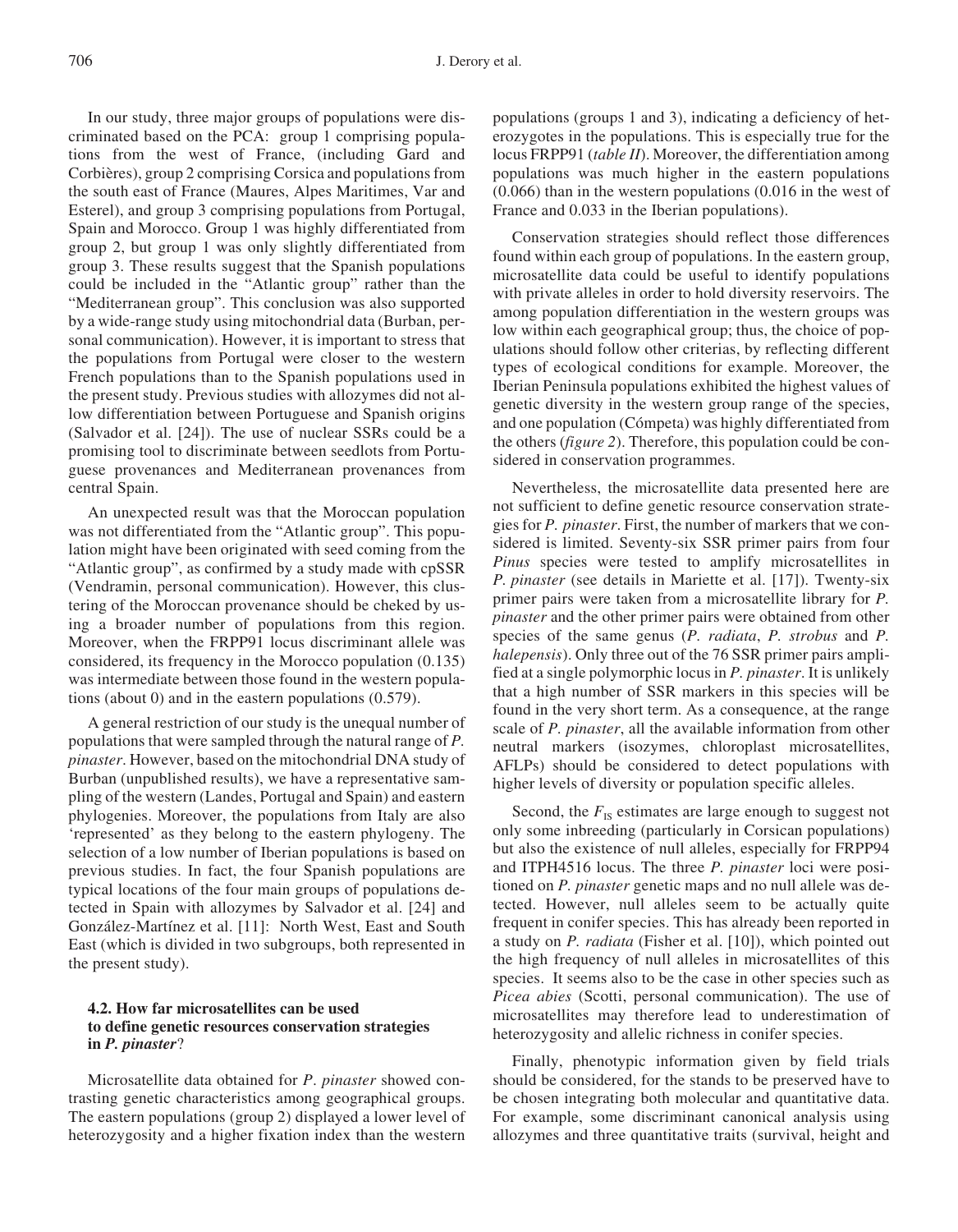In our study, three major groups of populations were discriminated based on the PCA: group 1 comprising populations from the west of France, (including Gard and Corbières), group 2 comprising Corsica and populations from the south east of France (Maures, Alpes Maritimes, Var and Esterel), and group 3 comprising populations from Portugal, Spain and Morocco. Group 1 was highly differentiated from group 2, but group 1 was only slightly differentiated from group 3. These results suggest that the Spanish populations could be included in the "Atlantic group" rather than the "Mediterranean group". This conclusion was also supported by a wide-range study using mitochondrial data (Burban, personal communication). However, it is important to stress that the populations from Portugal were closer to the western French populations than to the Spanish populations used in the present study. Previous studies with allozymes did not allow differentiation between Portuguese and Spanish origins (Salvador et al. [24]). The use of nuclear SSRs could be a promising tool to discriminate between seedlots from Portuguese provenances and Mediterranean provenances from central Spain.

An unexpected result was that the Moroccan population was not differentiated from the "Atlantic group". This population might have been originated with seed coming from the "Atlantic group", as confirmed by a study made with cpSSR (Vendramin, personal communication). However, this clustering of the Moroccan provenance should be cheked by using a broader number of populations from this region. Moreover, when the FRPP91 locus discriminant allele was considered, its frequency in the Morocco population (0.135) was intermediate between those found in the western populations (about 0) and in the eastern populations (0.579).

A general restriction of our study is the unequal number of populations that were sampled through the natural range of *P. pinaster*. However, based on the mitochondrial DNA study of Burban (unpublished results), we have a representative sampling of the western (Landes, Portugal and Spain) and eastern phylogenies. Moreover, the populations from Italy are also 'represented' as they belong to the eastern phylogeny. The selection of a low number of Iberian populations is based on previous studies. In fact, the four Spanish populations are typical locations of the four main groups of populations detected in Spain with allozymes by Salvador et al. [24] and González-Martínez et al. [11]: North West, East and South East (which is divided in two subgroups, both represented in the present study).

### 4.2. How far microsatellites can be used to define genetic resources conservation strategies in *P. pinaster*?

Microsatellite data obtained for *P. pinaster* showed contrasting genetic characteristics among geographical groups. The eastern populations (group 2) displayed a lower level of heterozygosity and a higher fixation index than the western populations (groups 1 and 3), indicating a deficiency of heterozygotes in the populations. This is especially true for the locus FRPP91 (*table II*). Moreover, the differentiation among populations was much higher in the eastern populations (0.066) than in the western populations (0.016 in the west of France and 0.033 in the Iberian populations).

Conservation strategies should reflect those differences found within each group of populations. In the eastern group, microsatellite data could be useful to identify populations with private alleles in order to hold diversity reservoirs. The among population differentiation in the western groups was low within each geographical group; thus, the choice of populations should follow other criterias, by reflecting different types of ecological conditions for example. Moreover, the Iberian Peninsula populations exhibited the highest values of genetic diversity in the western group range of the species, and one population (Cómpeta) was highly differentiated from the others (*figure 2*). Therefore, this population could be considered in conservation programmes.

Nevertheless, the microsatellite data presented here are not sufficient to define genetic resource conservation strategies for *P. pinaster*. First, the number of markers that we considered is limited. Seventy-six SSR primer pairs from four *Pinus* species were tested to amplify microsatellites in *P. pinaster* (see details in Mariette et al. [17]). Twenty-six primer pairs were taken from a microsatellite library for *P. pinaster* and the other primer pairs were obtained from other species of the same genus (*P. radiata*, *P. strobus* and *P. halepensis*). Only three out of the 76 SSR primer pairs amplified at a single polymorphic locus in *P. pinaster*. It is unlikely that a high number of SSR markers in this species will be found in the very short term. As a consequence, at the range scale of *P. pinaster*, all the available information from other neutral markers (isozymes, chloroplast microsatellites, AFLPs) should be considered to detect populations with higher levels of diversity or population specific alleles.

Second, the $F_{IS}$ estimates are large enough to suggest not only some inbreeding (particularly in Corsican populations) but also the existence of null alleles, especially for FRPP94 and ITPH4516 locus. The three *P. pinaster* loci were positioned on *P. pinaster* genetic maps and no null allele was detected. However, null alleles seem to be actually quite frequent in conifer species. This has already been reported in a study on *P. radiata* (Fisher et al. [10]), which pointed out the high frequency of null alleles in microsatellites of this species. It seems also to be the case in other species such as *Picea abies* (Scotti, personal communication). The use of microsatellites may therefore lead to underestimation of heterozygosity and allelic richness in conifer species.

Finally, phenotypic information given by field trials should be considered, for the stands to be preserved have to be chosen integrating both molecular and quantitative data. For example, some discriminant canonical analysis using allozymes and three quantitative traits (survival, height and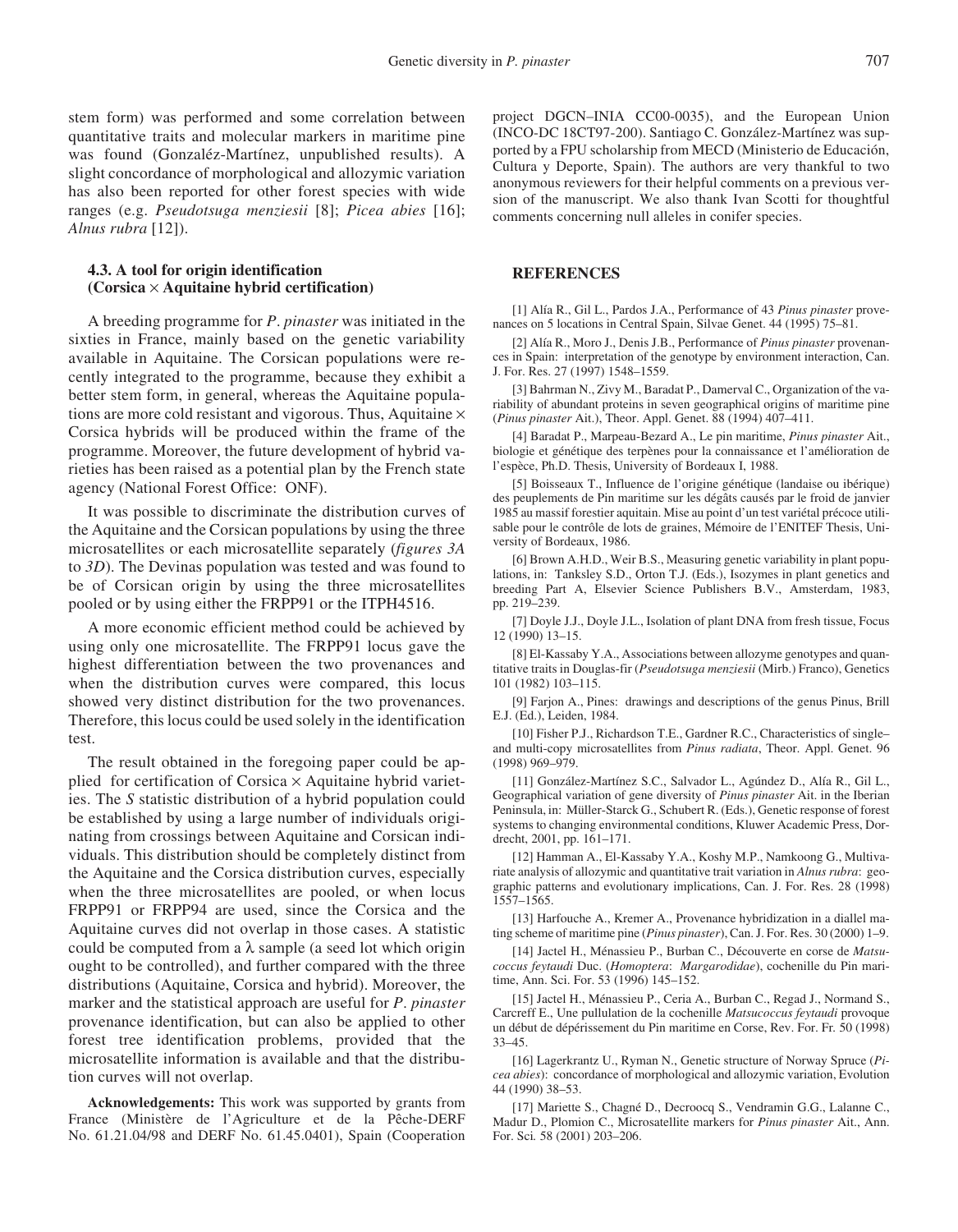stem form) was performed and some correlation between quantitative traits and molecular markers in maritime pine was found (Gonzaléz-Martínez, unpublished results). A slight concordance of morphological and allozymic variation has also been reported for other forest species with wide ranges (e.g. *Pseudotsuga menziesii* [8]; *Picea abies* [16]; *Alnus rubra* [12]).

### 4.3. A tool for origin identification (Corsica × Aquitaine hybrid certification)

A breeding programme for *P. pinaster* was initiated in the sixties in France, mainly based on the genetic variability available in Aquitaine. The Corsican populations were recently integrated to the programme, because they exhibit a better stem form, in general, whereas the Aquitaine populations are more cold resistant and vigorous. Thus, Aquitaine × Corsica hybrids will be produced within the frame of the programme. Moreover, the future development of hybrid varieties has been raised as a potential plan by the French state agency (National Forest Office: ONF).

It was possible to discriminate the distribution curves of the Aquitaine and the Corsican populations by using the three microsatellites or each microsatellite separately (*figures 3A* to *3D*). The Devinas population was tested and was found to be of Corsican origin by using the three microsatellites pooled or by using either the FRPP91 or the ITPH4516.

A more economic efficient method could be achieved by using only one microsatellite. The FRPP91 locus gave the highest differentiation between the two provenances and when the distribution curves were compared, this locus showed very distinct distribution for the two provenances. Therefore, this locus could be used solely in the identification test.

The result obtained in the foregoing paper could be applied for certification of Corsica × Aquitaine hybrid varieties. The *S* statistic distribution of a hybrid population could be established by using a large number of individuals originating from crossings between Aquitaine and Corsican individuals. This distribution should be completely distinct from the Aquitaine and the Corsica distribution curves, especially when the three microsatellites are pooled, or when locus FRPP91 or FRPP94 are used, since the Corsica and the Aquitaine curves did not overlap in those cases. A statistic could be computed from a $\lambda$ sample (a seed lot which origin ought to be controlled), and further compared with the three distributions (Aquitaine, Corsica and hybrid). Moreover, the marker and the statistical approach are useful for *P. pinaster* provenance identification, but can also be applied to other forest tree identification problems, provided that the microsatellite information is available and that the distribution curves will not overlap.

**Acknowledgements:** This work was supported by grants from France (Ministère de l'Agriculture et de la Pêche-DERF No. 61.21.04/98 and DERF No. 61.45.0401), Spain (Cooperation project DGCN–INIA CC00-0035), and the European Union (INCO-DC 18CT97-200). Santiago C. González-Martínez was supported by a FPU scholarship from MECD (Ministerio de Educación, Cultura y Deporte, Spain). The authors are very thankful to two anonymous reviewers for their helpful comments on a previous version of the manuscript. We also thank Ivan Scotti for thoughtful comments concerning null alleles in conifer species.

## REFERENCES

[1] Alía R., Gil L., Pardos J.A., Performance of 43 *Pinus pinaster* provenances on 5 locations in Central Spain, Silvae Genet. 44 (1995) 75–81.

[2] Alía R., Moro J., Denis J.B., Performance of *Pinus pinaster* provenances in Spain: interpretation of the genotype by environment interaction, Can. J. For. Res. 27 (1997) 1548–1559.

[3] Bahrman N., Zivy M., Baradat P., Damerval C., Organization of the variability of abundant proteins in seven geographical origins of maritime pine (*Pinus pinaster* Ait.), Theor. Appl. Genet. 88 (1994) 407–411.

[4] Baradat P., Marpeau-Bezard A., Le pin maritime, *Pinus pinaster* Ait., biologie et génétique des terpènes pour la connaissance et l'amélioration de l'espèce, Ph.D. Thesis, University of Bordeaux I, 1988.

[5] Boisseaux T., Influence de l'origine génétique (landaise ou ibérique) des peuplements de Pin maritime sur les dégâts causés par le froid de janvier 1985 au massif forestier aquitain. Mise au point d'un test variétal précoce utilisable pour le contrôle de lots de graines, Mémoire de l'ENITEF Thesis, University of Bordeaux, 1986.

[6] Brown A.H.D., Weir B.S., Measuring genetic variability in plant populations, in: Tanksley S.D., Orton T.J. (Eds.), Isozymes in plant genetics and breeding Part A, Elsevier Science Publishers B.V., Amsterdam, 1983, pp. 219–239.

[7] Doyle J.J., Doyle J.L., Isolation of plant DNA from fresh tissue, Focus 12 (1990) 13–15.

[8] El-Kassaby Y.A., Associations between allozyme genotypes and quantitative traits in Douglas-fir (*Pseudotsuga menziesii* (Mirb.) Franco), Genetics 101 (1982) 103–115.

[9] Farjon A., Pines: drawings and descriptions of the genus Pinus, Brill E.J. (Ed.), Leiden, 1984.

[10] Fisher P.J., Richardson T.E., Gardner R.C., Characteristics of single– and multi-copy microsatellites from *Pinus radiata*, Theor. Appl. Genet. 96 (1998) 969–979.

[11] González-Martínez S.C., Salvador L., Agúndez D., Alía R., Gil L., Geographical variation of gene diversity of *Pinus pinaster* Ait. in the Iberian Peninsula, in: Müller-Starck G., Schubert R. (Eds.), Genetic response of forest systems to changing environmental conditions, Kluwer Academic Press, Dordrecht, 2001, pp. 161–171.

[12] Hamman A., El-Kassaby Y.A., Koshy M.P., Namkoong G., Multivariate analysis of allozymic and quantitative trait variation in *Alnus rubra*: geographic patterns and evolutionary implications, Can. J. For. Res. 28 (1998) 1557–1565.

[13] Harfouche A., Kremer A., Provenance hybridization in a diallel mating scheme of maritime pine (*Pinus pinaster*), Can. J. For. Res. 30 (2000) 1–9.

[14] Jactel H., Ménassieu P., Burban C., Découverte en corse de *Matsucoccus feytaudi* Duc. (*Homoptera*: *Margarodidae*), cochenille du Pin maritime, Ann. Sci. For. 53 (1996) 145–152.

[15] Jactel H., Ménassieu P., Ceria A., Burban C., Regad J., Normand S., Carcreff E., Une pullulation de la cochenille *Matsucoccus feytaudi* provoque un début de dépérissement du Pin maritime en Corse, Rev. For. Fr. 50 (1998) 33–45.

[16] Lagerkrantz U., Ryman N., Genetic structure of Norway Spruce (*Picea abies*): concordance of morphological and allozymic variation, Evolution 44 (1990) 38–53.

[17] Mariette S., Chagné D., Decroocq S., Vendramin G.G., Lalanne C., Madur D., Plomion C., Microsatellite markers for *Pinus pinaster* Ait., Ann. For. Sci. 58 (2001) 203–206.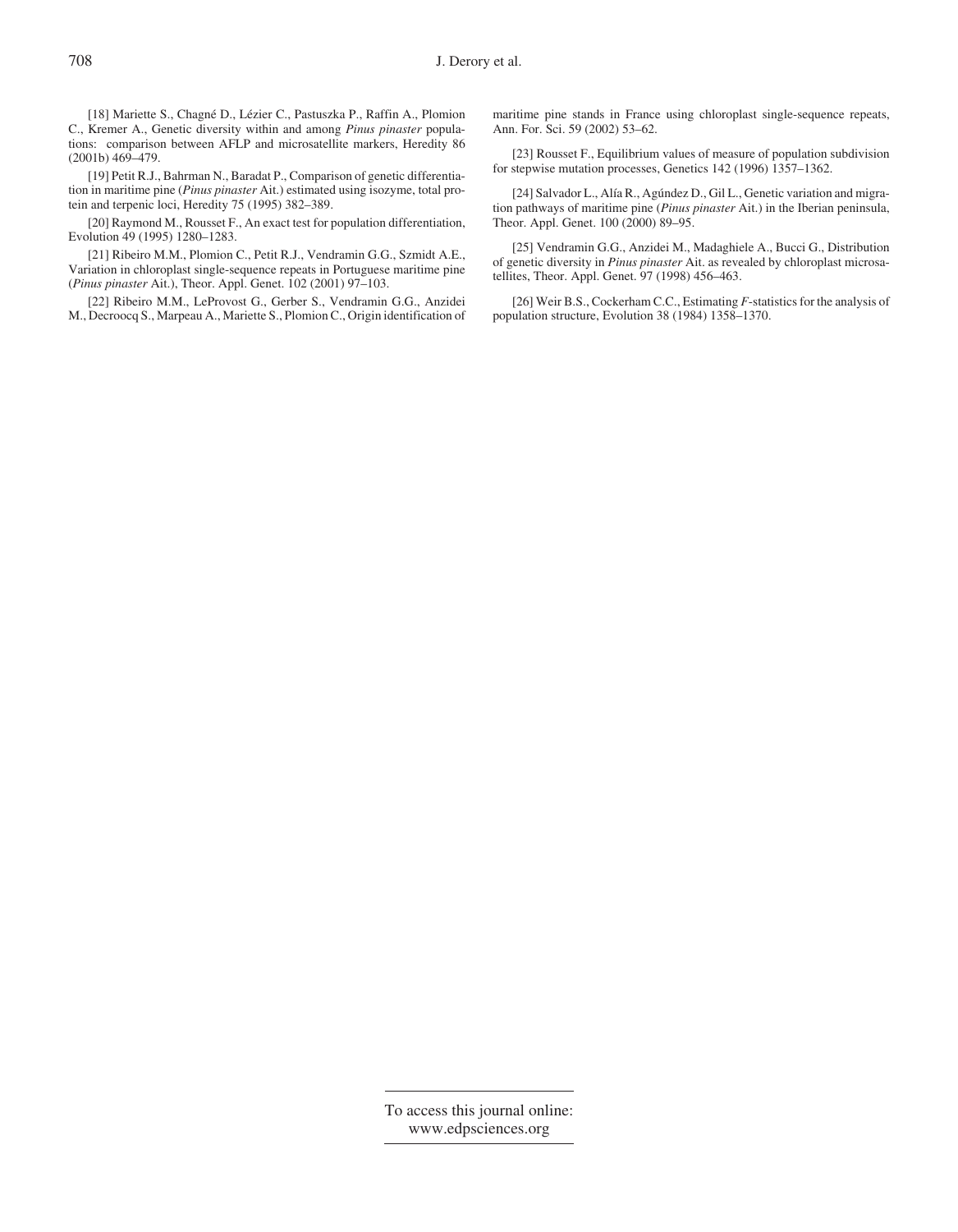[18] Mariette S., Chagné D., Lézier C., Pastuszka P., Raffin A., Plomion C., Kremer A., Genetic diversity within and among *Pinus pinaster* populations: comparison between AFLP and microsatellite markers, Heredity 86 (2001b) 469–479.

[19] Petit R.J., Bahrman N., Baradat P., Comparison of genetic differentiation in maritime pine (*Pinus pinaster* Ait.) estimated using isozyme, total protein and terpenic loci, Heredity 75 (1995) 382–389.

[20] Raymond M., Rousset F., An exact test for population differentiation, Evolution 49 (1995) 1280–1283.

[21] Ribeiro M.M., Plomion C., Petit R.J., Vendramin G.G., Szmidt A.E., Variation in chloroplast single-sequence repeats in Portuguese maritime pine (*Pinus pinaster* Ait.), Theor. Appl. Genet. 102 (2001) 97–103.

[22] Ribeiro M.M., LeProvost G., Gerber S., Vendramin G.G., Anzidei M., Decroocq S., Marpeau A., Mariette S., Plomion C., Origin identification of maritime pine stands in France using chloroplast single-sequence repeats, Ann. For. Sci. 59 (2002) 53–62.

[23] Rousset F., Equilibrium values of measure of population subdivision for stepwise mutation processes, Genetics 142 (1996) 1357–1362.

[24] Salvador L., Alía R., Agúndez D., Gil L., Genetic variation and migration pathways of maritime pine (*Pinus pinaster* Ait.) in the Iberian peninsula, Theor. Appl. Genet. 100 (2000) 89–95.

[25] Vendramin G.G., Anzidei M., Madaghiele A., Bucci G., Distribution of genetic diversity in *Pinus pinaster* Ait. as revealed by chloroplast microsatellites, Theor. Appl. Genet. 97 (1998) 456–463.

[26] Weir B.S., Cockerham C.C., Estimating *F*-statistics for the analysis of population structure, Evolution 38 (1984) 1358–1370.

To access this journal online:
www.edpsciences.org